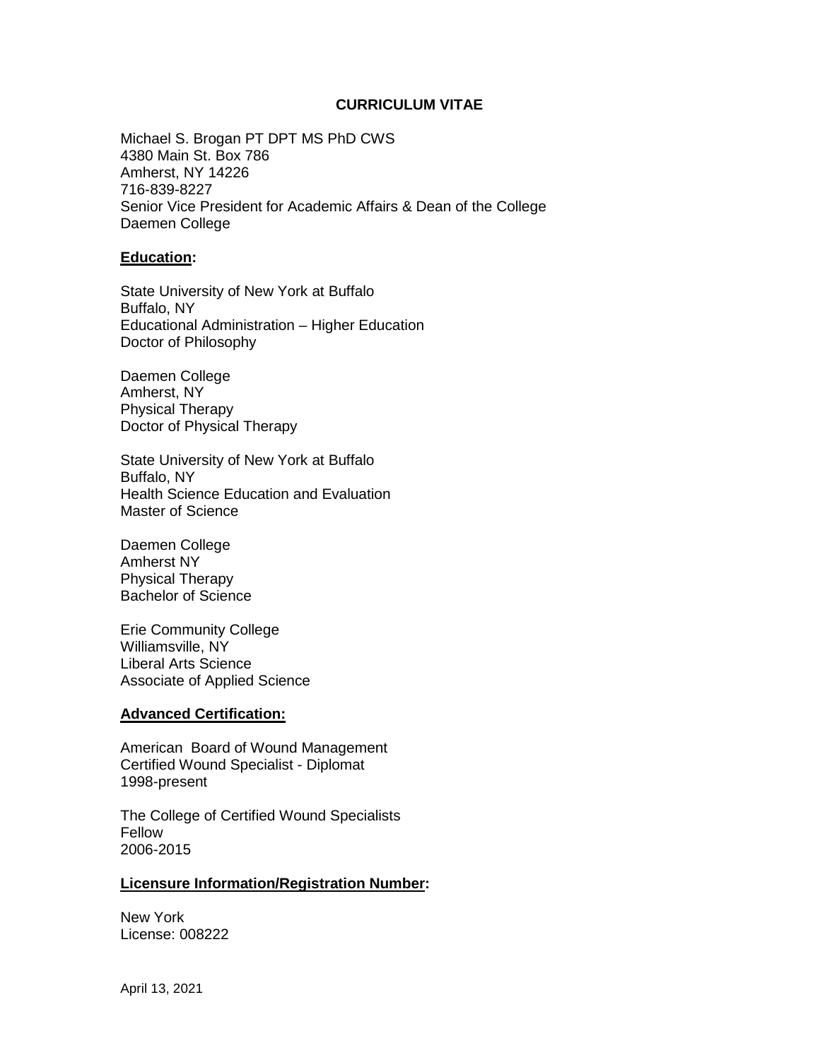# CURRICULUM VITAE

Michael S. Brogan PT DPT MS PhD CWS
4380 Main St. Box 786
Amherst, NY 14226
716-839-8227
Senior Vice President for Academic Affairs & Dean of the College
Daemen College

## Education:

State University of New York at Buffalo
Buffalo, NY
Educational Administration – Higher Education
Doctor of Philosophy

Daemen College
Amherst, NY
Physical Therapy
Doctor of Physical Therapy

State University of New York at Buffalo
Buffalo, NY
Health Science Education and Evaluation
Master of Science

Daemen College
Amherst NY
Physical Therapy
Bachelor of Science

Erie Community College
Williamsville, NY
Liberal Arts Science
Associate of Applied Science

## Advanced Certification:

American Board of Wound Management
Certified Wound Specialist - Diplomat
1998-present

The College of Certified Wound Specialists
Fellow
2006-2015

## Licensure Information/Registration Number:

New York
License: 008222

April 13, 2021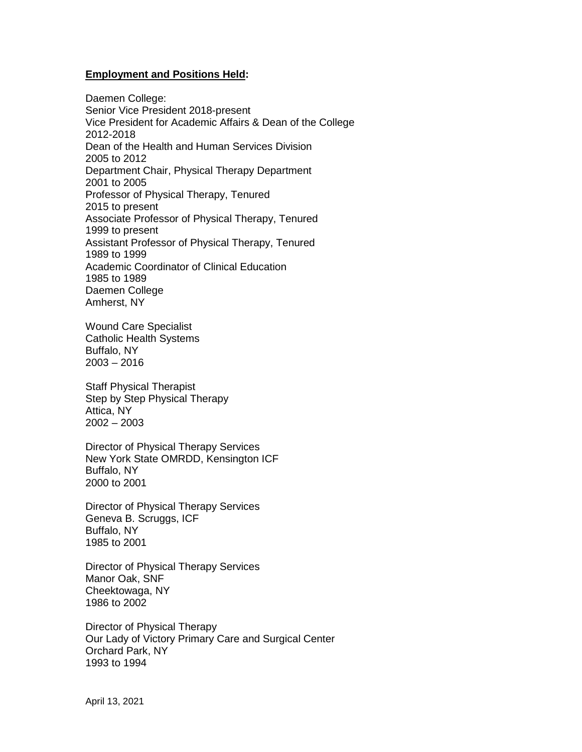**Employment and Positions Held:**

Daemen College:
Senior Vice President 2018-present
Vice President for Academic Affairs & Dean of the College
2012-2018
Dean of the Health and Human Services Division
2005 to 2012
Department Chair, Physical Therapy Department
2001 to 2005
Professor of Physical Therapy, Tenured
2015 to present
Associate Professor of Physical Therapy, Tenured
1999 to present
Assistant Professor of Physical Therapy, Tenured
1989 to 1999
Academic Coordinator of Clinical Education
1985 to 1989
Daemen College
Amherst, NY

Wound Care Specialist
Catholic Health Systems
Buffalo, NY
2003 – 2016

Staff Physical Therapist
Step by Step Physical Therapy
Attica, NY
2002 – 2003

Director of Physical Therapy Services
New York State OMRDD, Kensington ICF
Buffalo, NY
2000 to 2001

Director of Physical Therapy Services
Geneva B. Scruggs, ICF
Buffalo, NY
1985 to 2001

Director of Physical Therapy Services
Manor Oak, SNF
Cheektowaga, NY
1986 to 2002

Director of Physical Therapy
Our Lady of Victory Primary Care and Surgical Center
Orchard Park, NY
1993 to 1994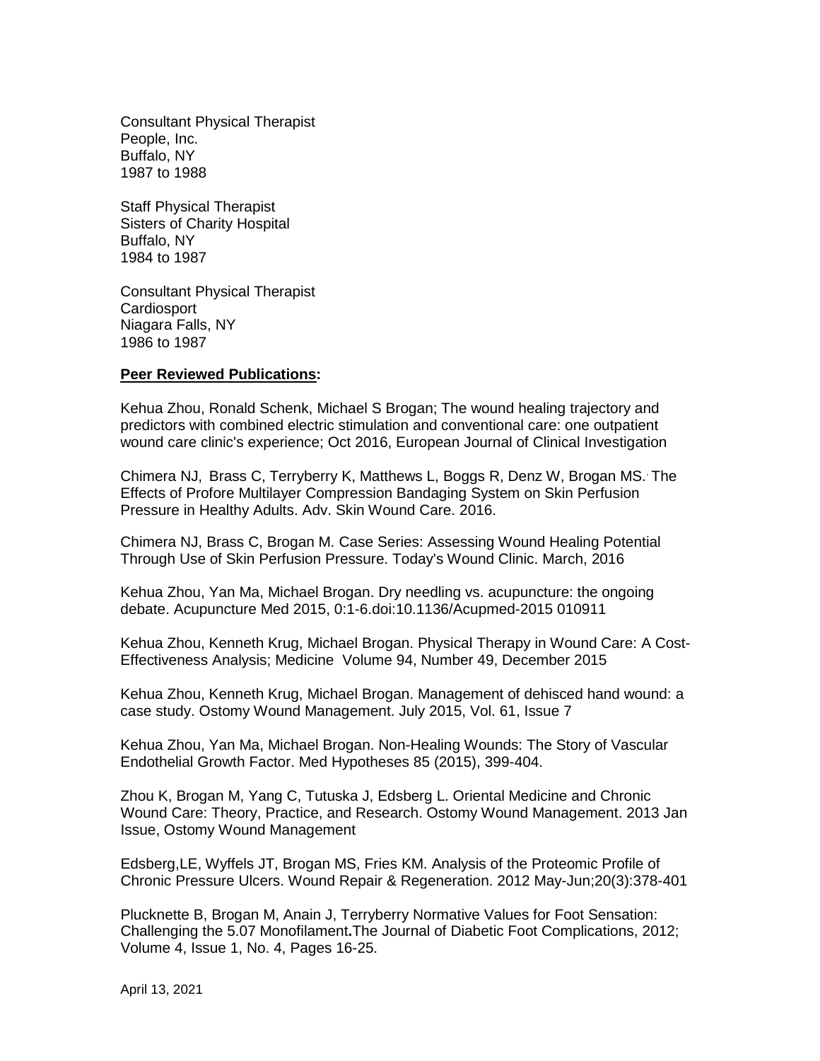Consultant Physical Therapist
People, Inc.
Buffalo, NY
1987 to 1988

Staff Physical Therapist
Sisters of Charity Hospital
Buffalo, NY
1984 to 1987

Consultant Physical Therapist
Cardiosport
Niagara Falls, NY
1986 to 1987

**Peer Reviewed Publications:**

Kehua Zhou, Ronald Schenk, Michael S Brogan; The wound healing trajectory and predictors with combined electric stimulation and conventional care: one outpatient wound care clinic's experience; Oct 2016, European Journal of Clinical Investigation

Chimera NJ, Brass C, Terryberry K, Matthews L, Boggs R, Denz W, Brogan MS. The Effects of Profore Multilayer Compression Bandaging System on Skin Perfusion Pressure in Healthy Adults. Adv. Skin Wound Care. 2016.

Chimera NJ, Brass C, Brogan M. Case Series: Assessing Wound Healing Potential Through Use of Skin Perfusion Pressure. Today's Wound Clinic. March, 2016

Kehua Zhou, Yan Ma, Michael Brogan. Dry needling vs. acupuncture: the ongoing debate. Acupuncture Med 2015, 0:1-6.doi:10.1136/Acupmed-2015 010911

Kehua Zhou, Kenneth Krug, Michael Brogan. Physical Therapy in Wound Care: A Cost-Effectiveness Analysis; Medicine Volume 94, Number 49, December 2015

Kehua Zhou, Kenneth Krug, Michael Brogan. Management of dehisced hand wound: a case study. Ostomy Wound Management. July 2015, Vol. 61, Issue 7

Kehua Zhou, Yan Ma, Michael Brogan. Non-Healing Wounds: The Story of Vascular Endothelial Growth Factor. Med Hypotheses 85 (2015), 399-404.

Zhou K, Brogan M, Yang C, Tutuska J, Edsberg L. Oriental Medicine and Chronic Wound Care: Theory, Practice, and Research. Ostomy Wound Management. 2013 Jan Issue, Ostomy Wound Management

Edsberg,LE, Wyffels JT, Brogan MS, Fries KM. Analysis of the Proteomic Profile of Chronic Pressure Ulcers. Wound Repair & Regeneration. 2012 May-Jun;20(3):378-401

Plucknette B, Brogan M, Anain J, Terryberry Normative Values for Foot Sensation: Challenging the 5.07 Monofilament**.**The Journal of Diabetic Foot Complications, 2012; Volume 4, Issue 1, No. 4, Pages 16-25.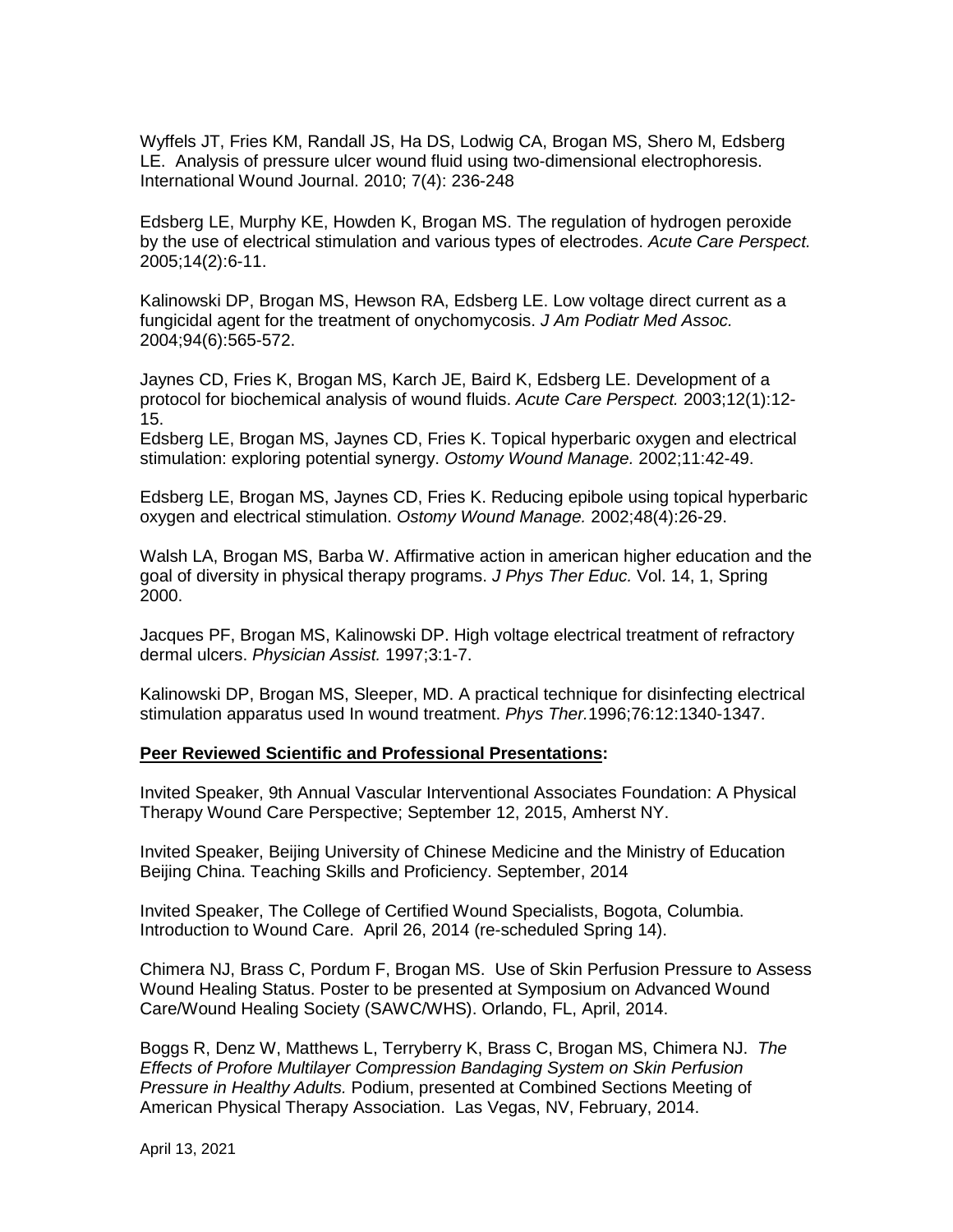Wyffels JT, Fries KM, Randall JS, Ha DS, Lodwig CA, Brogan MS, Shero M, Edsberg LE. Analysis of pressure ulcer wound fluid using two-dimensional electrophoresis. International Wound Journal. 2010; 7(4): 236-248

Edsberg LE, Murphy KE, Howden K, Brogan MS. The regulation of hydrogen peroxide by the use of electrical stimulation and various types of electrodes. *Acute Care Perspect.* 2005;14(2):6-11.

Kalinowski DP, Brogan MS, Hewson RA, Edsberg LE. Low voltage direct current as a fungicidal agent for the treatment of onychomycosis. *J Am Podiatr Med Assoc.* 2004;94(6):565-572.

Jaynes CD, Fries K, Brogan MS, Karch JE, Baird K, Edsberg LE. Development of a protocol for biochemical analysis of wound fluids. *Acute Care Perspect.* 2003;12(1):12-15.
Edsberg LE, Brogan MS, Jaynes CD, Fries K. Topical hyperbaric oxygen and electrical stimulation: exploring potential synergy. *Ostomy Wound Manage.* 2002;11:42-49.

Edsberg LE, Brogan MS, Jaynes CD, Fries K. Reducing epibole using topical hyperbaric oxygen and electrical stimulation. *Ostomy Wound Manage.* 2002;48(4):26-29.

Walsh LA, Brogan MS, Barba W. Affirmative action in american higher education and the goal of diversity in physical therapy programs. *J Phys Ther Educ.* Vol. 14, 1, Spring 2000.

Jacques PF, Brogan MS, Kalinowski DP. High voltage electrical treatment of refractory dermal ulcers. *Physician Assist.* 1997;3:1-7.

Kalinowski DP, Brogan MS, Sleeper, MD. A practical technique for disinfecting electrical stimulation apparatus used In wound treatment. *Phys Ther.*1996;76:12:1340-1347.

**Peer Reviewed Scientific and Professional Presentations:**

Invited Speaker, 9th Annual Vascular Interventional Associates Foundation: A Physical Therapy Wound Care Perspective; September 12, 2015, Amherst NY.

Invited Speaker, Beijing University of Chinese Medicine and the Ministry of Education Beijing China. Teaching Skills and Proficiency. September, 2014

Invited Speaker, The College of Certified Wound Specialists, Bogota, Columbia. Introduction to Wound Care. April 26, 2014 (re-scheduled Spring 14).

Chimera NJ, Brass C, Pordum F, Brogan MS. Use of Skin Perfusion Pressure to Assess Wound Healing Status. Poster to be presented at Symposium on Advanced Wound Care/Wound Healing Society (SAWC/WHS). Orlando, FL, April, 2014.

Boggs R, Denz W, Matthews L, Terryberry K, Brass C, Brogan MS, Chimera NJ. *The Effects of Profore Multilayer Compression Bandaging System on Skin Perfusion Pressure in Healthy Adults.* Podium, presented at Combined Sections Meeting of American Physical Therapy Association. Las Vegas, NV, February, 2014.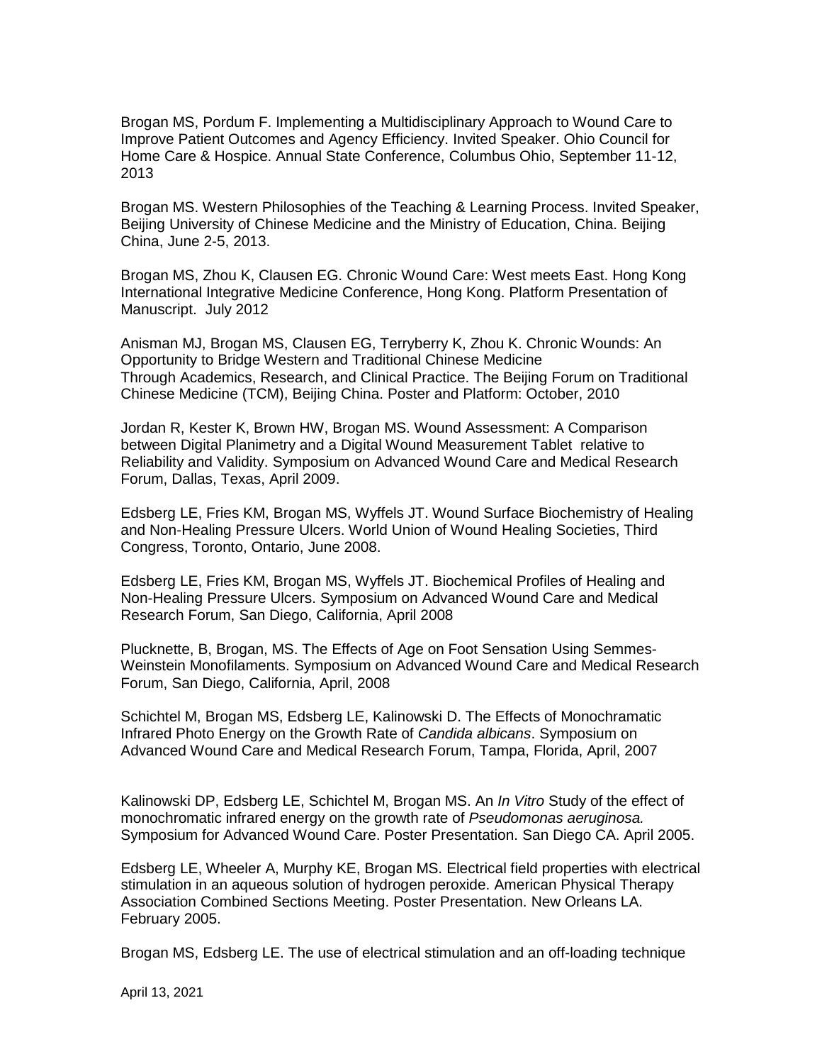Brogan MS, Pordum F. Implementing a Multidisciplinary Approach to Wound Care to Improve Patient Outcomes and Agency Efficiency. Invited Speaker. Ohio Council for Home Care & Hospice. Annual State Conference, Columbus Ohio, September 11-12, 2013

Brogan MS. Western Philosophies of the Teaching & Learning Process. Invited Speaker, Beijing University of Chinese Medicine and the Ministry of Education, China. Beijing China, June 2-5, 2013.

Brogan MS, Zhou K, Clausen EG. Chronic Wound Care: West meets East. Hong Kong International Integrative Medicine Conference, Hong Kong. Platform Presentation of Manuscript. July 2012

Anisman MJ, Brogan MS, Clausen EG, Terryberry K, Zhou K. Chronic Wounds: An Opportunity to Bridge Western and Traditional Chinese Medicine Through Academics, Research, and Clinical Practice. The Beijing Forum on Traditional Chinese Medicine (TCM), Beijing China. Poster and Platform: October, 2010

Jordan R, Kester K, Brown HW, Brogan MS. Wound Assessment: A Comparison between Digital Planimetry and a Digital Wound Measurement Tablet relative to Reliability and Validity. Symposium on Advanced Wound Care and Medical Research Forum, Dallas, Texas, April 2009.

Edsberg LE, Fries KM, Brogan MS, Wyffels JT. Wound Surface Biochemistry of Healing and Non-Healing Pressure Ulcers. World Union of Wound Healing Societies, Third Congress, Toronto, Ontario, June 2008.

Edsberg LE, Fries KM, Brogan MS, Wyffels JT. Biochemical Profiles of Healing and Non-Healing Pressure Ulcers. Symposium on Advanced Wound Care and Medical Research Forum, San Diego, California, April 2008

Plucknette, B, Brogan, MS. The Effects of Age on Foot Sensation Using Semmes-Weinstein Monofilaments. Symposium on Advanced Wound Care and Medical Research Forum, San Diego, California, April, 2008

Schichtel M, Brogan MS, Edsberg LE, Kalinowski D. The Effects of Monochramatic Infrared Photo Energy on the Growth Rate of *Candida albicans*. Symposium on Advanced Wound Care and Medical Research Forum, Tampa, Florida, April, 2007

Kalinowski DP, Edsberg LE, Schichtel M, Brogan MS. An *In Vitro* Study of the effect of monochromatic infrared energy on the growth rate of *Pseudomonas aeruginosa.* Symposium for Advanced Wound Care. Poster Presentation. San Diego CA. April 2005.

Edsberg LE, Wheeler A, Murphy KE, Brogan MS. Electrical field properties with electrical stimulation in an aqueous solution of hydrogen peroxide. American Physical Therapy Association Combined Sections Meeting. Poster Presentation. New Orleans LA. February 2005.

Brogan MS, Edsberg LE. The use of electrical stimulation and an off-loading technique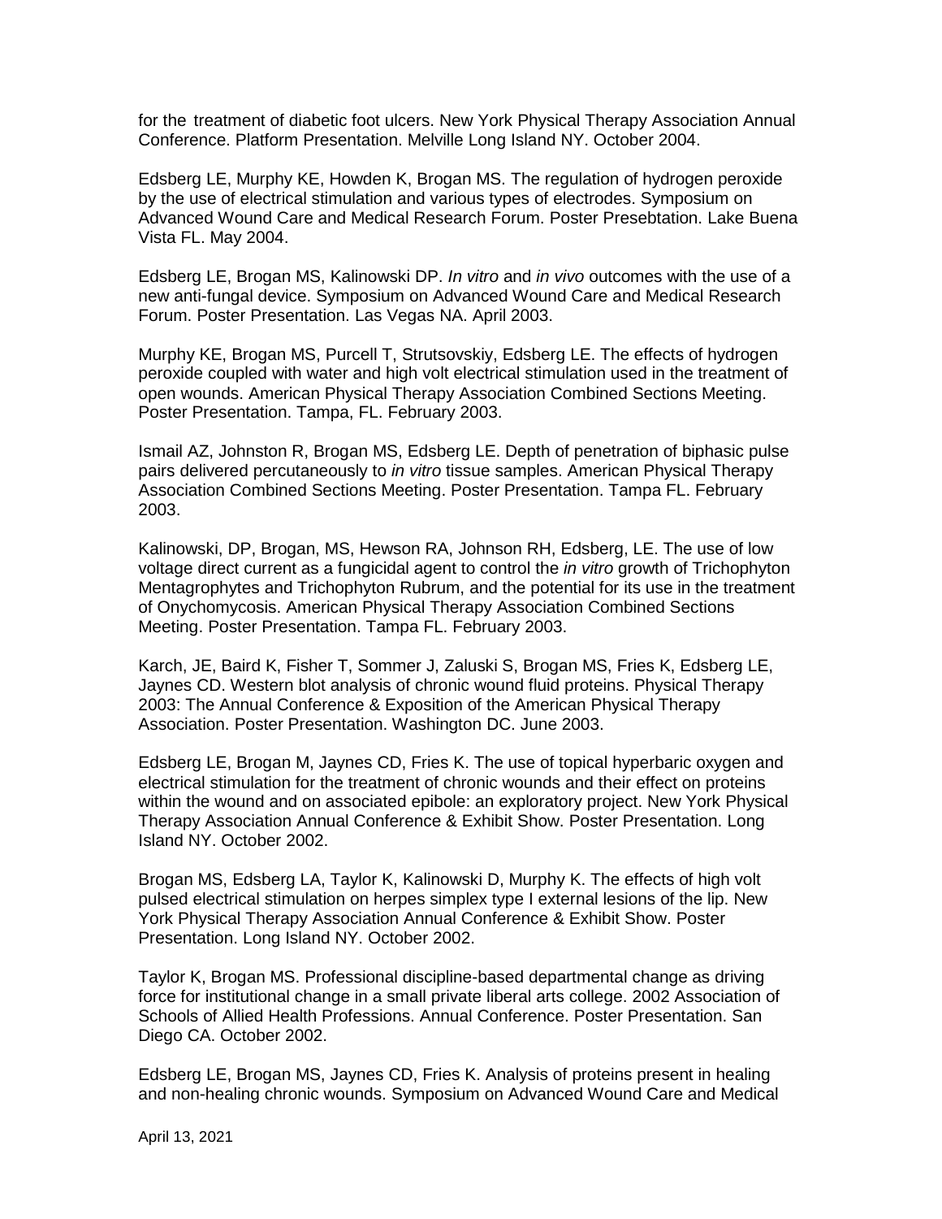for the treatment of diabetic foot ulcers. New York Physical Therapy Association Annual Conference. Platform Presentation. Melville Long Island NY. October 2004.

Edsberg LE, Murphy KE, Howden K, Brogan MS. The regulation of hydrogen peroxide by the use of electrical stimulation and various types of electrodes. Symposium on Advanced Wound Care and Medical Research Forum. Poster Presebtation. Lake Buena Vista FL. May 2004.

Edsberg LE, Brogan MS, Kalinowski DP. *In vitro* and *in vivo* outcomes with the use of a new anti-fungal device. Symposium on Advanced Wound Care and Medical Research Forum. Poster Presentation. Las Vegas NA. April 2003.

Murphy KE, Brogan MS, Purcell T, Strutsovskiy, Edsberg LE. The effects of hydrogen peroxide coupled with water and high volt electrical stimulation used in the treatment of open wounds. American Physical Therapy Association Combined Sections Meeting. Poster Presentation. Tampa, FL. February 2003.

Ismail AZ, Johnston R, Brogan MS, Edsberg LE. Depth of penetration of biphasic pulse pairs delivered percutaneously to *in vitro* tissue samples. American Physical Therapy Association Combined Sections Meeting. Poster Presentation. Tampa FL. February 2003.

Kalinowski, DP, Brogan, MS, Hewson RA, Johnson RH, Edsberg, LE. The use of low voltage direct current as a fungicidal agent to control the *in vitro* growth of Trichophyton Mentagrophytes and Trichophyton Rubrum, and the potential for its use in the treatment of Onychomycosis. American Physical Therapy Association Combined Sections Meeting. Poster Presentation. Tampa FL. February 2003.

Karch, JE, Baird K, Fisher T, Sommer J, Zaluski S, Brogan MS, Fries K, Edsberg LE, Jaynes CD. Western blot analysis of chronic wound fluid proteins. Physical Therapy 2003: The Annual Conference & Exposition of the American Physical Therapy Association. Poster Presentation. Washington DC. June 2003.

Edsberg LE, Brogan M, Jaynes CD, Fries K. The use of topical hyperbaric oxygen and electrical stimulation for the treatment of chronic wounds and their effect on proteins within the wound and on associated epibole: an exploratory project. New York Physical Therapy Association Annual Conference & Exhibit Show. Poster Presentation. Long Island NY. October 2002.

Brogan MS, Edsberg LA, Taylor K, Kalinowski D, Murphy K. The effects of high volt pulsed electrical stimulation on herpes simplex type I external lesions of the lip. New York Physical Therapy Association Annual Conference & Exhibit Show. Poster Presentation. Long Island NY. October 2002.

Taylor K, Brogan MS. Professional discipline-based departmental change as driving force for institutional change in a small private liberal arts college. 2002 Association of Schools of Allied Health Professions. Annual Conference. Poster Presentation. San Diego CA. October 2002.

Edsberg LE, Brogan MS, Jaynes CD, Fries K. Analysis of proteins present in healing and non-healing chronic wounds. Symposium on Advanced Wound Care and Medical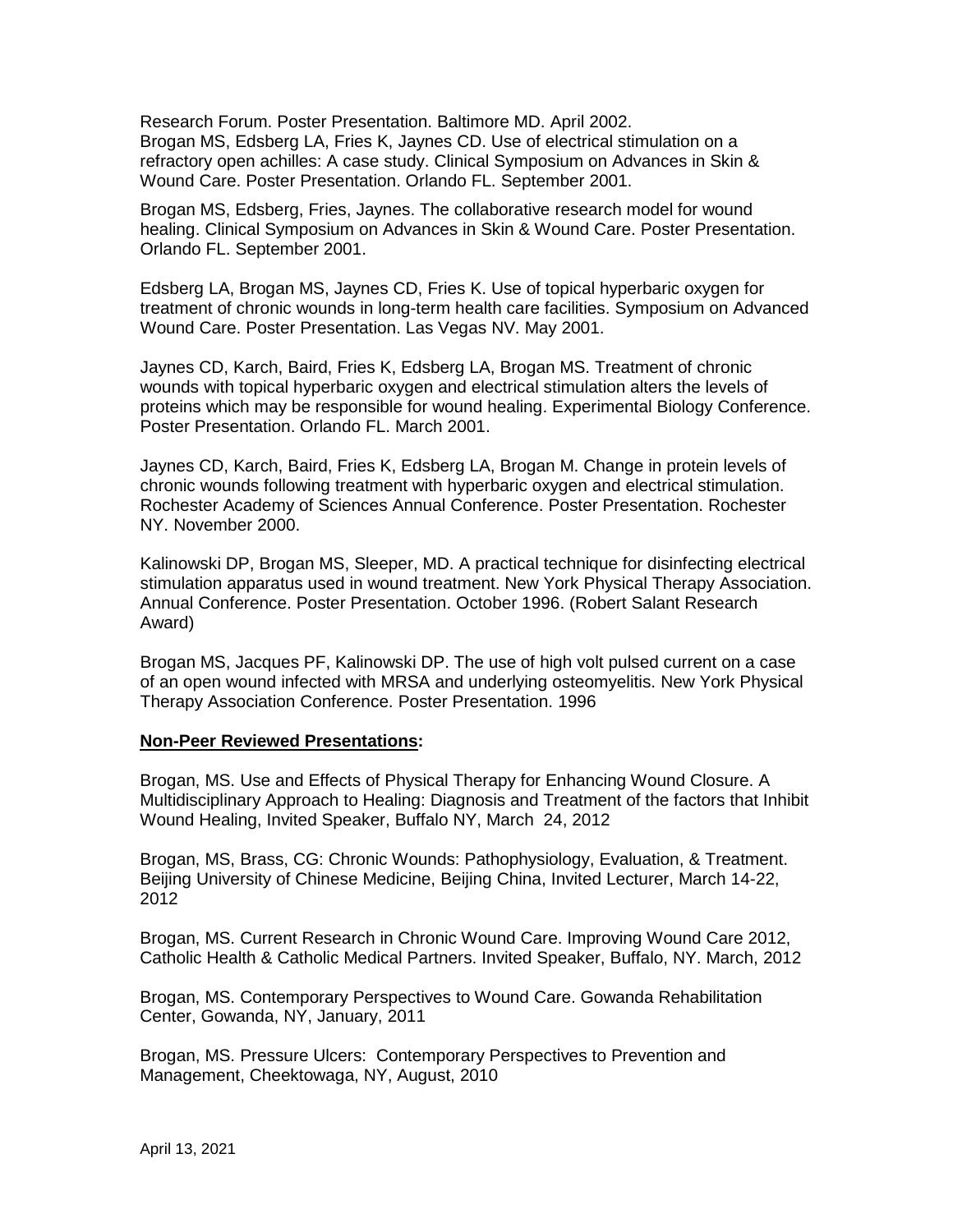Research Forum. Poster Presentation. Baltimore MD. April 2002.
Brogan MS, Edsberg LA, Fries K, Jaynes CD. Use of electrical stimulation on a refractory open achilles: A case study. Clinical Symposium on Advances in Skin & Wound Care. Poster Presentation. Orlando FL. September 2001.

Brogan MS, Edsberg, Fries, Jaynes. The collaborative research model for wound healing. Clinical Symposium on Advances in Skin & Wound Care. Poster Presentation. Orlando FL. September 2001.

Edsberg LA, Brogan MS, Jaynes CD, Fries K. Use of topical hyperbaric oxygen for treatment of chronic wounds in long-term health care facilities. Symposium on Advanced Wound Care. Poster Presentation. Las Vegas NV. May 2001.

Jaynes CD, Karch, Baird, Fries K, Edsberg LA, Brogan MS. Treatment of chronic wounds with topical hyperbaric oxygen and electrical stimulation alters the levels of proteins which may be responsible for wound healing. Experimental Biology Conference. Poster Presentation. Orlando FL. March 2001.

Jaynes CD, Karch, Baird, Fries K, Edsberg LA, Brogan M. Change in protein levels of chronic wounds following treatment with hyperbaric oxygen and electrical stimulation. Rochester Academy of Sciences Annual Conference. Poster Presentation. Rochester NY. November 2000.

Kalinowski DP, Brogan MS, Sleeper, MD. A practical technique for disinfecting electrical stimulation apparatus used in wound treatment. New York Physical Therapy Association. Annual Conference. Poster Presentation. October 1996. (Robert Salant Research Award)

Brogan MS, Jacques PF, Kalinowski DP. The use of high volt pulsed current on a case of an open wound infected with MRSA and underlying osteomyelitis. New York Physical Therapy Association Conference. Poster Presentation. 1996

**Non-Peer Reviewed Presentations:**

Brogan, MS. Use and Effects of Physical Therapy for Enhancing Wound Closure. A Multidisciplinary Approach to Healing: Diagnosis and Treatment of the factors that Inhibit Wound Healing, Invited Speaker, Buffalo NY, March 24, 2012

Brogan, MS, Brass, CG: Chronic Wounds: Pathophysiology, Evaluation, & Treatment. Beijing University of Chinese Medicine, Beijing China, Invited Lecturer, March 14-22, 2012

Brogan, MS. Current Research in Chronic Wound Care. Improving Wound Care 2012, Catholic Health & Catholic Medical Partners. Invited Speaker, Buffalo, NY. March, 2012

Brogan, MS. Contemporary Perspectives to Wound Care. Gowanda Rehabilitation Center, Gowanda, NY, January, 2011

Brogan, MS. Pressure Ulcers: Contemporary Perspectives to Prevention and Management, Cheektowaga, NY, August, 2010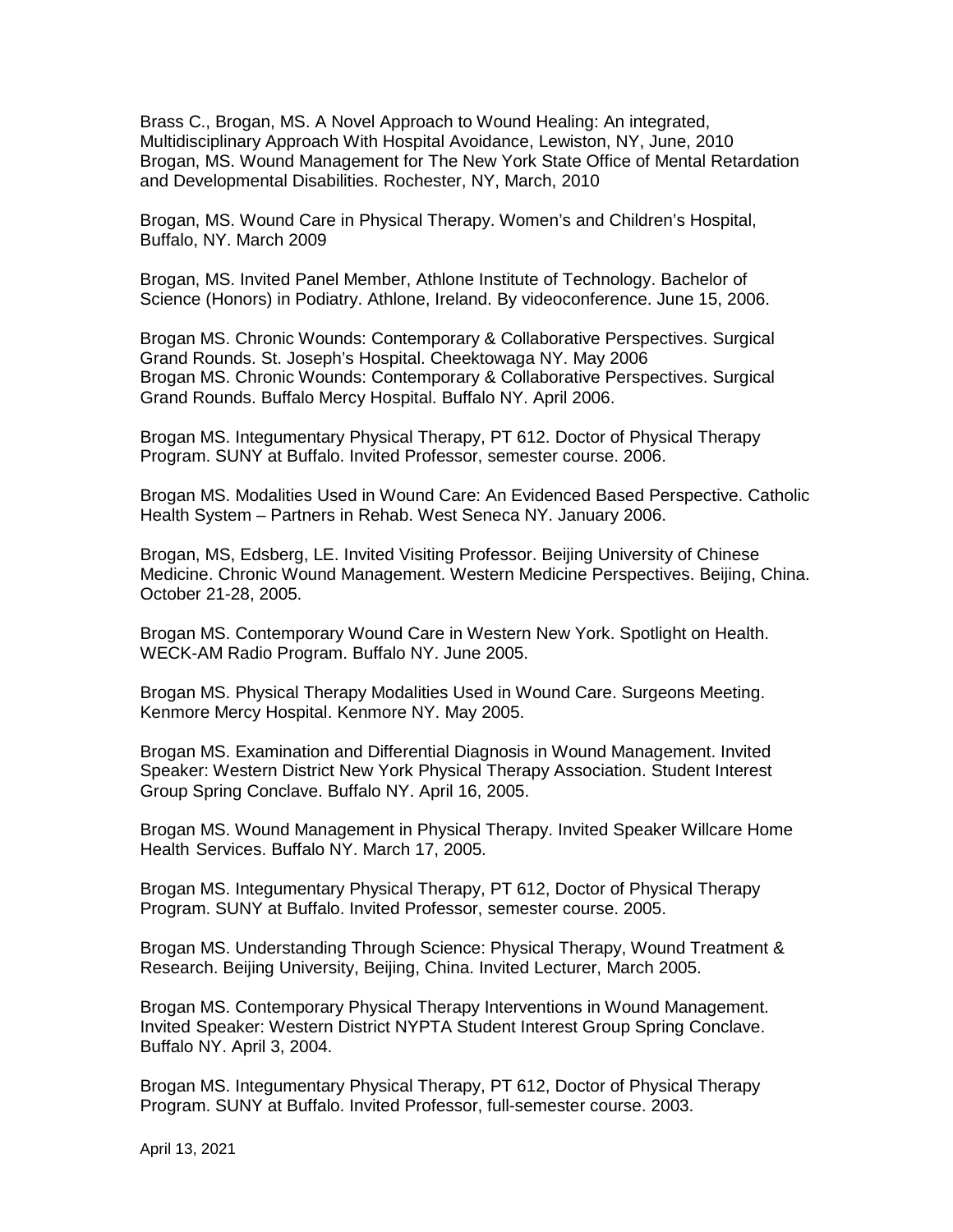Brass C., Brogan, MS. A Novel Approach to Wound Healing: An integrated, Multidisciplinary Approach With Hospital Avoidance, Lewiston, NY, June, 2010
Brogan, MS. Wound Management for The New York State Office of Mental Retardation and Developmental Disabilities. Rochester, NY, March, 2010

Brogan, MS. Wound Care in Physical Therapy. Women's and Children's Hospital, Buffalo, NY. March 2009

Brogan, MS. Invited Panel Member, Athlone Institute of Technology. Bachelor of Science (Honors) in Podiatry. Athlone, Ireland. By videoconference. June 15, 2006.

Brogan MS. Chronic Wounds: Contemporary & Collaborative Perspectives. Surgical Grand Rounds. St. Joseph's Hospital. Cheektowaga NY. May 2006
Brogan MS. Chronic Wounds: Contemporary & Collaborative Perspectives. Surgical Grand Rounds. Buffalo Mercy Hospital. Buffalo NY. April 2006.

Brogan MS. Integumentary Physical Therapy, PT 612. Doctor of Physical Therapy Program. SUNY at Buffalo. Invited Professor, semester course. 2006.

Brogan MS. Modalities Used in Wound Care: An Evidenced Based Perspective. Catholic Health System – Partners in Rehab. West Seneca NY. January 2006.

Brogan, MS, Edsberg, LE. Invited Visiting Professor. Beijing University of Chinese Medicine. Chronic Wound Management. Western Medicine Perspectives. Beijing, China. October 21-28, 2005.

Brogan MS. Contemporary Wound Care in Western New York. Spotlight on Health. WECK-AM Radio Program. Buffalo NY. June 2005.

Brogan MS. Physical Therapy Modalities Used in Wound Care. Surgeons Meeting. Kenmore Mercy Hospital. Kenmore NY. May 2005.

Brogan MS. Examination and Differential Diagnosis in Wound Management. Invited Speaker: Western District New York Physical Therapy Association. Student Interest Group Spring Conclave. Buffalo NY. April 16, 2005.

Brogan MS. Wound Management in Physical Therapy. Invited Speaker Willcare Home Health Services. Buffalo NY. March 17, 2005.

Brogan MS. Integumentary Physical Therapy, PT 612, Doctor of Physical Therapy Program. SUNY at Buffalo. Invited Professor, semester course. 2005.

Brogan MS. Understanding Through Science: Physical Therapy, Wound Treatment & Research. Beijing University, Beijing, China. Invited Lecturer, March 2005.

Brogan MS. Contemporary Physical Therapy Interventions in Wound Management. Invited Speaker: Western District NYPTA Student Interest Group Spring Conclave. Buffalo NY. April 3, 2004.

Brogan MS. Integumentary Physical Therapy, PT 612, Doctor of Physical Therapy Program. SUNY at Buffalo. Invited Professor, full-semester course. 2003.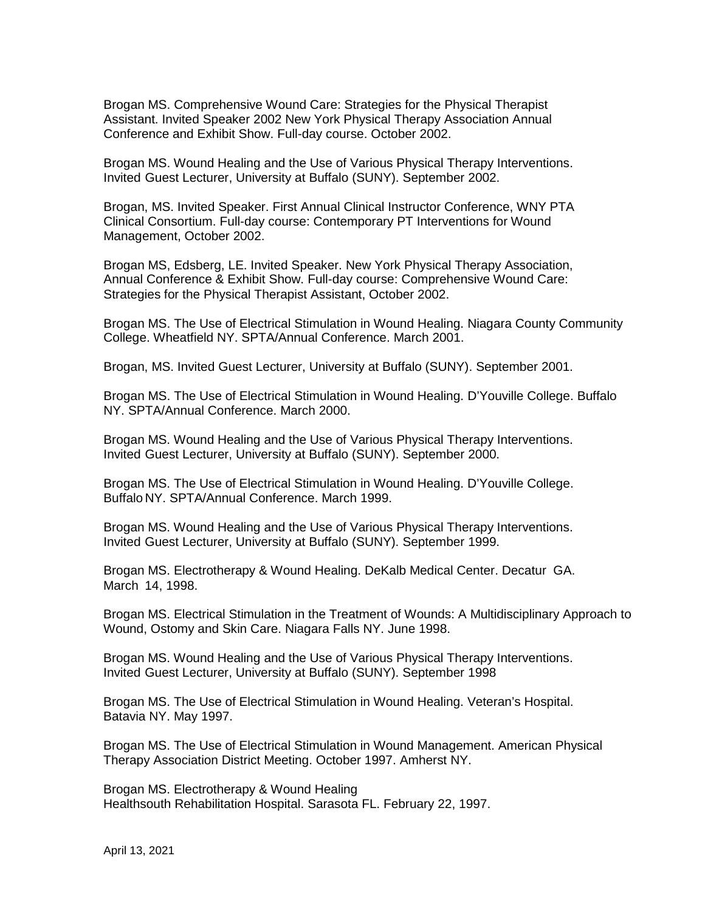Brogan MS. Comprehensive Wound Care: Strategies for the Physical Therapist Assistant. Invited Speaker 2002 New York Physical Therapy Association Annual Conference and Exhibit Show. Full-day course. October 2002.

Brogan MS. Wound Healing and the Use of Various Physical Therapy Interventions. Invited Guest Lecturer, University at Buffalo (SUNY). September 2002.

Brogan, MS. Invited Speaker. First Annual Clinical Instructor Conference, WNY PTA Clinical Consortium. Full-day course: Contemporary PT Interventions for Wound Management, October 2002.

Brogan MS, Edsberg, LE. Invited Speaker. New York Physical Therapy Association, Annual Conference & Exhibit Show. Full-day course: Comprehensive Wound Care: Strategies for the Physical Therapist Assistant, October 2002.

Brogan MS. The Use of Electrical Stimulation in Wound Healing. Niagara County Community College. Wheatfield NY. SPTA/Annual Conference. March 2001.

Brogan, MS. Invited Guest Lecturer, University at Buffalo (SUNY). September 2001.

Brogan MS. The Use of Electrical Stimulation in Wound Healing. D'Youville College. Buffalo NY. SPTA/Annual Conference. March 2000.

Brogan MS. Wound Healing and the Use of Various Physical Therapy Interventions. Invited Guest Lecturer, University at Buffalo (SUNY). September 2000.

Brogan MS. The Use of Electrical Stimulation in Wound Healing. D'Youville College. Buffalo NY. SPTA/Annual Conference. March 1999.

Brogan MS. Wound Healing and the Use of Various Physical Therapy Interventions. Invited Guest Lecturer, University at Buffalo (SUNY). September 1999.

Brogan MS. Electrotherapy & Wound Healing. DeKalb Medical Center. Decatur GA. March 14, 1998.

Brogan MS. Electrical Stimulation in the Treatment of Wounds: A Multidisciplinary Approach to Wound, Ostomy and Skin Care. Niagara Falls NY. June 1998.

Brogan MS. Wound Healing and the Use of Various Physical Therapy Interventions. Invited Guest Lecturer, University at Buffalo (SUNY). September 1998

Brogan MS. The Use of Electrical Stimulation in Wound Healing. Veteran's Hospital. Batavia NY. May 1997.

Brogan MS. The Use of Electrical Stimulation in Wound Management. American Physical Therapy Association District Meeting. October 1997. Amherst NY.

Brogan MS. Electrotherapy & Wound Healing
Healthsouth Rehabilitation Hospital. Sarasota FL. February 22, 1997.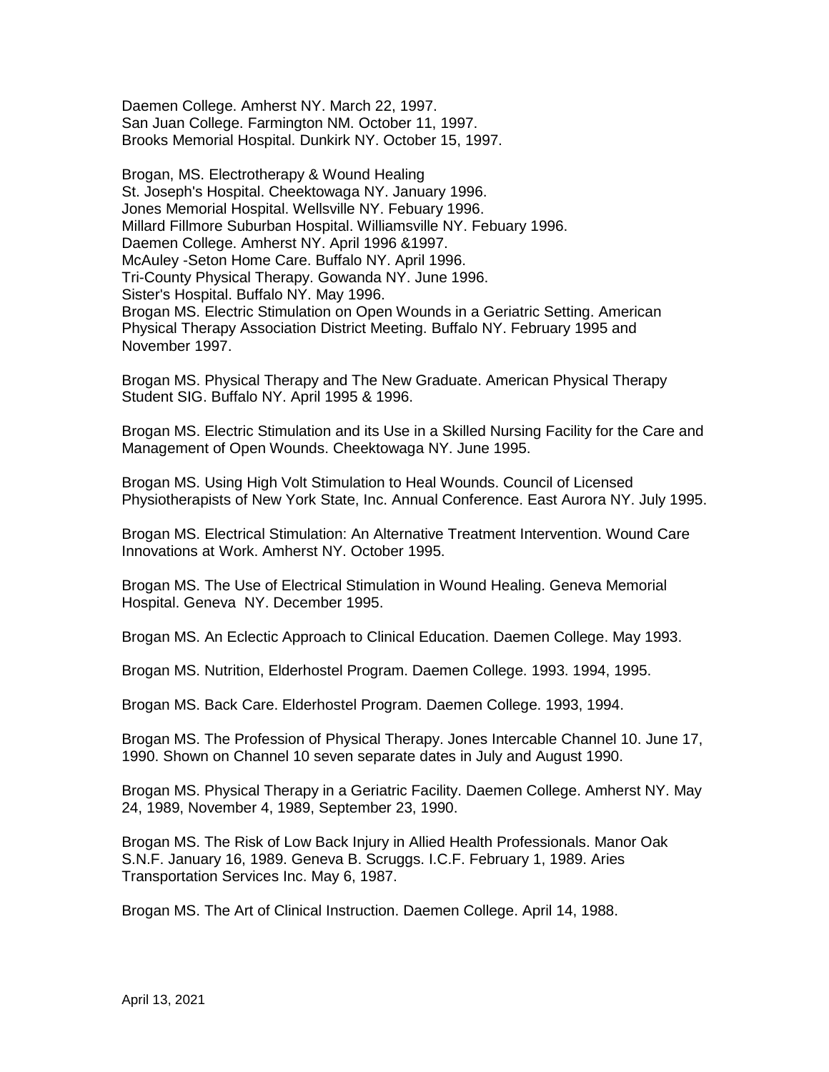Daemen College. Amherst NY. March 22, 1997.
San Juan College. Farmington NM. October 11, 1997.
Brooks Memorial Hospital. Dunkirk NY. October 15, 1997.

Brogan, MS. Electrotherapy & Wound Healing
St. Joseph's Hospital. Cheektowaga NY. January 1996.
Jones Memorial Hospital. Wellsville NY. Febuary 1996.
Millard Fillmore Suburban Hospital. Williamsville NY. Febuary 1996.
Daemen College. Amherst NY. April 1996 &1997.
McAuley -Seton Home Care. Buffalo NY. April 1996.
Tri-County Physical Therapy. Gowanda NY. June 1996.
Sister's Hospital. Buffalo NY. May 1996.
Brogan MS. Electric Stimulation on Open Wounds in a Geriatric Setting. American Physical Therapy Association District Meeting. Buffalo NY. February 1995 and November 1997.

Brogan MS. Physical Therapy and The New Graduate. American Physical Therapy Student SIG. Buffalo NY. April 1995 & 1996.

Brogan MS. Electric Stimulation and its Use in a Skilled Nursing Facility for the Care and Management of Open Wounds. Cheektowaga NY. June 1995.

Brogan MS. Using High Volt Stimulation to Heal Wounds. Council of Licensed Physiotherapists of New York State, Inc. Annual Conference. East Aurora NY. July 1995.

Brogan MS. Electrical Stimulation: An Alternative Treatment Intervention. Wound Care Innovations at Work. Amherst NY. October 1995.

Brogan MS. The Use of Electrical Stimulation in Wound Healing. Geneva Memorial Hospital. Geneva NY. December 1995.

Brogan MS. An Eclectic Approach to Clinical Education. Daemen College. May 1993.

Brogan MS. Nutrition, Elderhostel Program. Daemen College. 1993. 1994, 1995.

Brogan MS. Back Care. Elderhostel Program. Daemen College. 1993, 1994.

Brogan MS. The Profession of Physical Therapy. Jones Intercable Channel 10. June 17, 1990. Shown on Channel 10 seven separate dates in July and August 1990.

Brogan MS. Physical Therapy in a Geriatric Facility. Daemen College. Amherst NY. May 24, 1989, November 4, 1989, September 23, 1990.

Brogan MS. The Risk of Low Back Injury in Allied Health Professionals. Manor Oak S.N.F. January 16, 1989. Geneva B. Scruggs. I.C.F. February 1, 1989. Aries Transportation Services Inc. May 6, 1987.

Brogan MS. The Art of Clinical Instruction. Daemen College. April 14, 1988.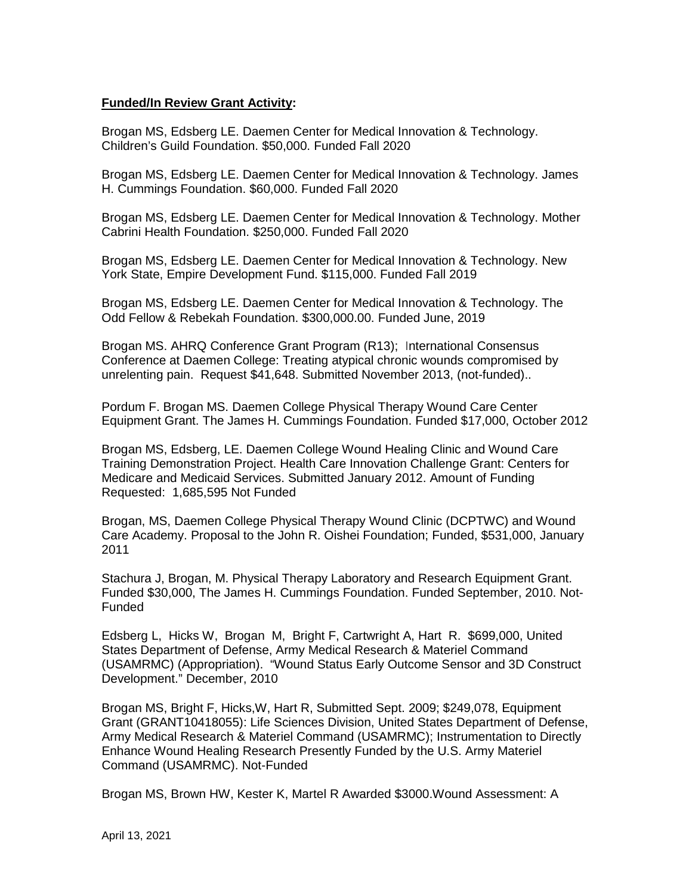**Funded/In Review Grant Activity:**

Brogan MS, Edsberg LE. Daemen Center for Medical Innovation & Technology. Children's Guild Foundation. $50,000. Funded Fall 2020

Brogan MS, Edsberg LE. Daemen Center for Medical Innovation & Technology. James H. Cummings Foundation. $60,000. Funded Fall 2020

Brogan MS, Edsberg LE. Daemen Center for Medical Innovation & Technology. Mother Cabrini Health Foundation. $250,000. Funded Fall 2020

Brogan MS, Edsberg LE. Daemen Center for Medical Innovation & Technology. New York State, Empire Development Fund. $115,000. Funded Fall 2019

Brogan MS, Edsberg LE. Daemen Center for Medical Innovation & Technology. The Odd Fellow & Rebekah Foundation. $300,000.00. Funded June, 2019

Brogan MS. AHRQ Conference Grant Program (R13); International Consensus Conference at Daemen College: Treating atypical chronic wounds compromised by unrelenting pain. Request $41,648. Submitted November 2013, (not-funded)..

Pordum F. Brogan MS. Daemen College Physical Therapy Wound Care Center Equipment Grant. The James H. Cummings Foundation. Funded $17,000, October 2012

Brogan MS, Edsberg, LE. Daemen College Wound Healing Clinic and Wound Care Training Demonstration Project. Health Care Innovation Challenge Grant: Centers for Medicare and Medicaid Services. Submitted January 2012. Amount of Funding Requested: 1,685,595 Not Funded

Brogan, MS, Daemen College Physical Therapy Wound Clinic (DCPTWC) and Wound Care Academy. Proposal to the John R. Oishei Foundation; Funded, $531,000, January 2011

Stachura J, Brogan, M. Physical Therapy Laboratory and Research Equipment Grant. Funded $30,000, The James H. Cummings Foundation. Funded September, 2010. Not-Funded

Edsberg L, Hicks W, Brogan M, Bright F, Cartwright A, Hart R. $699,000, United States Department of Defense, Army Medical Research & Materiel Command (USAMRMC) (Appropriation). "Wound Status Early Outcome Sensor and 3D Construct Development." December, 2010

Brogan MS, Bright F, Hicks,W, Hart R, Submitted Sept. 2009; $249,078, Equipment Grant (GRANT10418055): Life Sciences Division, United States Department of Defense, Army Medical Research & Materiel Command (USAMRMC); Instrumentation to Directly Enhance Wound Healing Research Presently Funded by the U.S. Army Materiel Command (USAMRMC). Not-Funded

Brogan MS, Brown HW, Kester K, Martel R Awarded $3000.Wound Assessment: A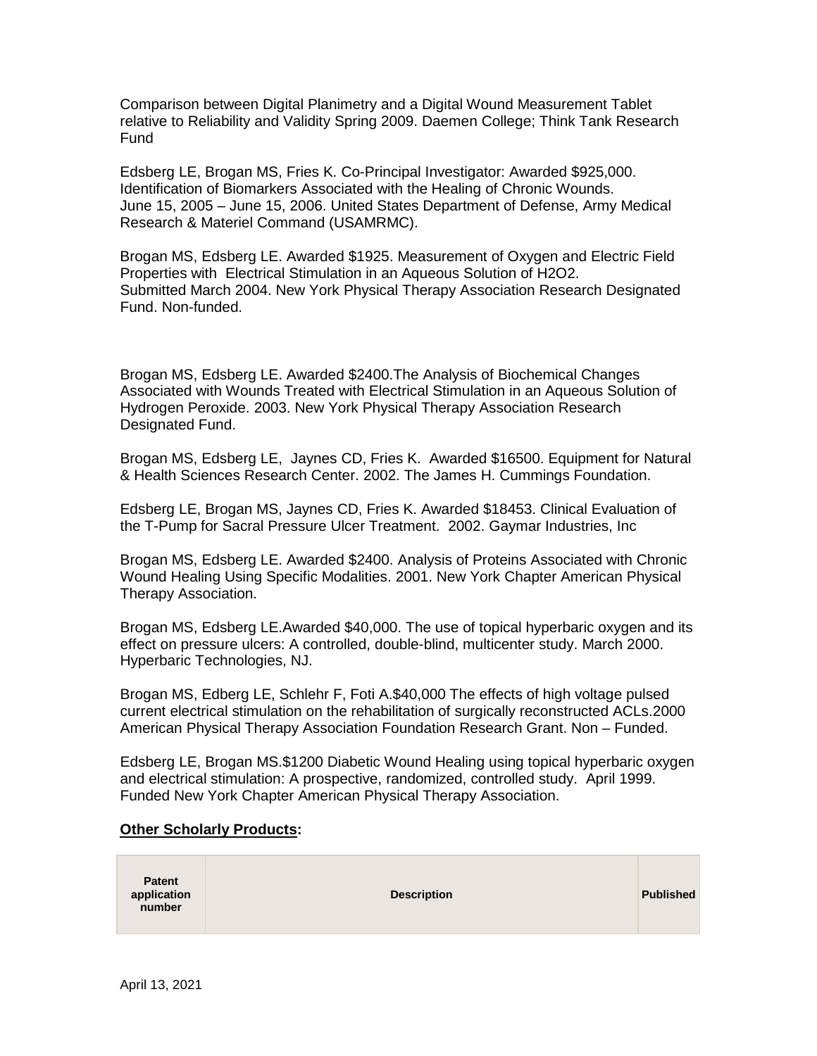Comparison between Digital Planimetry and a Digital Wound Measurement Tablet relative to Reliability and Validity Spring 2009. Daemen College; Think Tank Research Fund

Edsberg LE, Brogan MS, Fries K. Co-Principal Investigator: Awarded $925,000. Identification of Biomarkers Associated with the Healing of Chronic Wounds. June 15, 2005 – June 15, 2006. United States Department of Defense, Army Medical Research & Materiel Command (USAMRMC).

Brogan MS, Edsberg LE. Awarded $1925. Measurement of Oxygen and Electric Field Properties with Electrical Stimulation in an Aqueous Solution of $H_2O_2$. Submitted March 2004. New York Physical Therapy Association Research Designated Fund. Non-funded.

Brogan MS, Edsberg LE. Awarded $2400.The Analysis of Biochemical Changes Associated with Wounds Treated with Electrical Stimulation in an Aqueous Solution of Hydrogen Peroxide. 2003. New York Physical Therapy Association Research Designated Fund.

Brogan MS, Edsberg LE, Jaynes CD, Fries K. Awarded $16500. Equipment for Natural & Health Sciences Research Center. 2002. The James H. Cummings Foundation.

Edsberg LE, Brogan MS, Jaynes CD, Fries K. Awarded $18453. Clinical Evaluation of the T-Pump for Sacral Pressure Ulcer Treatment. 2002. Gaymar Industries, Inc

Brogan MS, Edsberg LE. Awarded $2400. Analysis of Proteins Associated with Chronic Wound Healing Using Specific Modalities. 2001. New York Chapter American Physical Therapy Association.

Brogan MS, Edsberg LE.Awarded $40,000. The use of topical hyperbaric oxygen and its effect on pressure ulcers: A controlled, double-blind, multicenter study. March 2000. Hyperbaric Technologies, NJ.

Brogan MS, Edberg LE, Schlehr F, Foti A.$40,000 The effects of high voltage pulsed current electrical stimulation on the rehabilitation of surgically reconstructed ACLs.2000 American Physical Therapy Association Foundation Research Grant. Non – Funded.

Edsberg LE, Brogan MS.$1200 Diabetic Wound Healing using topical hyperbaric oxygen and electrical stimulation: A prospective, randomized, controlled study. April 1999. Funded New York Chapter American Physical Therapy Association.

**Other Scholarly Products:**

| Patent application number | Description | Published |
| --- | --- | --- |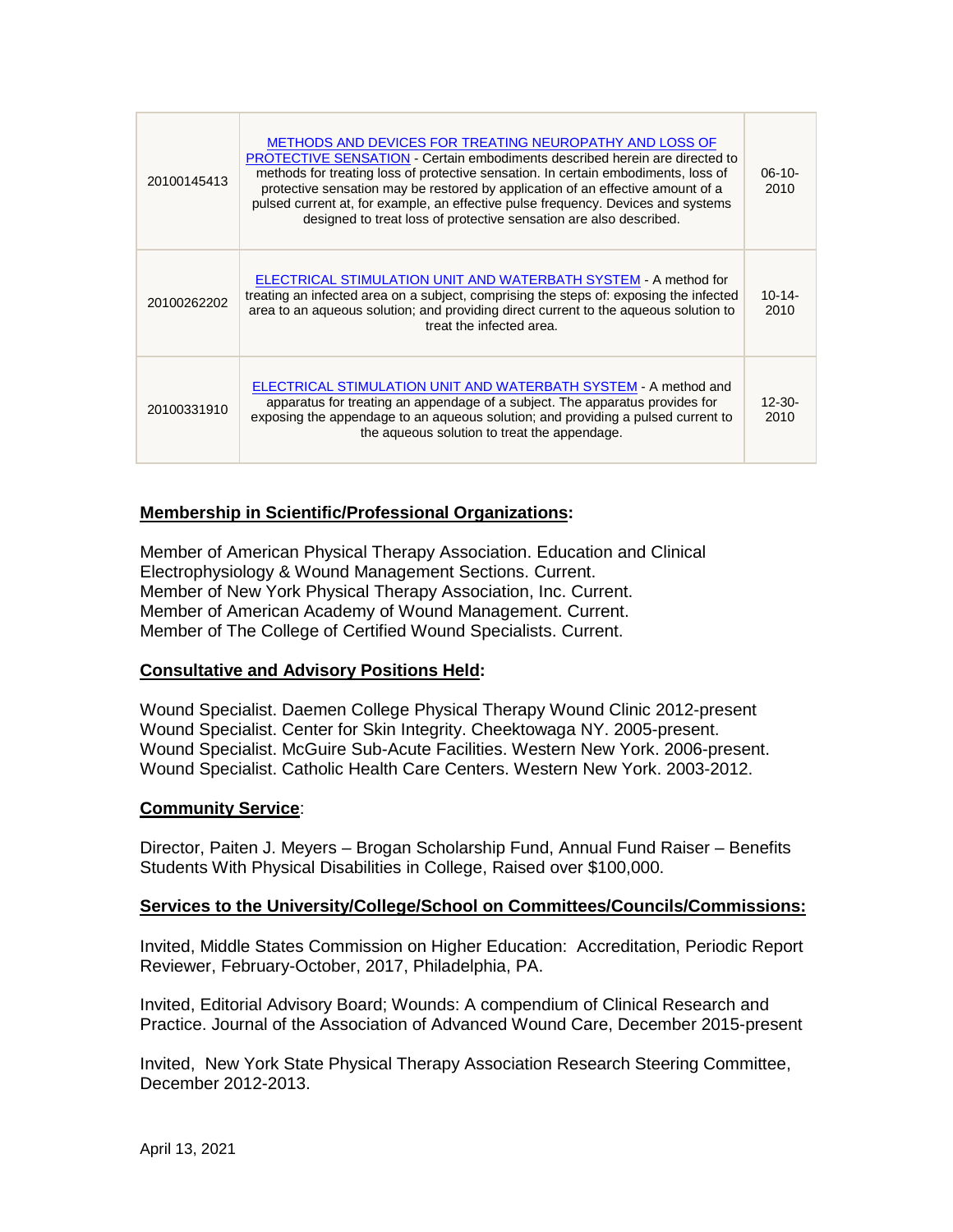| 20100145413 | METHODS AND DEVICES FOR TREATING NEUROPATHY AND LOSS OF PROTECTIVE SENSATION - Certain embodiments described herein are directed to methods for treating loss of protective sensation. In certain embodiments, loss of protective sensation may be restored by application of an effective amount of a pulsed current at, for example, an effective pulse frequency. Devices and systems designed to treat loss of protective sensation are also described. | 06-10-2010 |
|---|---|---|
| 20100262202 | ELECTRICAL STIMULATION UNIT AND WATERBATH SYSTEM - A method for treating an infected area on a subject, comprising the steps of: exposing the infected area to an aqueous solution; and providing direct current to the aqueous solution to treat the infected area. | 10-14-2010 |
| 20100331910 | ELECTRICAL STIMULATION UNIT AND WATERBATH SYSTEM - A method and apparatus for treating an appendage of a subject. The apparatus provides for exposing the appendage to an aqueous solution; and providing a pulsed current to the aqueous solution to treat the appendage. | 12-30-2010 |

**Membership in Scientific/Professional Organizations:**

Member of American Physical Therapy Association. Education and Clinical Electrophysiology & Wound Management Sections. Current.
Member of New York Physical Therapy Association, Inc. Current.
Member of American Academy of Wound Management. Current.
Member of The College of Certified Wound Specialists. Current.

**Consultative and Advisory Positions Held:**

Wound Specialist. Daemen College Physical Therapy Wound Clinic 2012-present
Wound Specialist. Center for Skin Integrity. Cheektowaga NY. 2005-present.
Wound Specialist. McGuire Sub-Acute Facilities. Western New York. 2006-present.
Wound Specialist. Catholic Health Care Centers. Western New York. 2003-2012.

**Community Service**:

Director, Paiten J. Meyers – Brogan Scholarship Fund, Annual Fund Raiser – Benefits Students With Physical Disabilities in College, Raised over $100,000.

**Services to the University/College/School on Committees/Councils/Commissions:**

Invited, Middle States Commission on Higher Education: Accreditation, Periodic Report Reviewer, February-October, 2017, Philadelphia, PA.

Invited, Editorial Advisory Board; Wounds: A compendium of Clinical Research and Practice. Journal of the Association of Advanced Wound Care, December 2015-present

Invited, New York State Physical Therapy Association Research Steering Committee, December 2012-2013.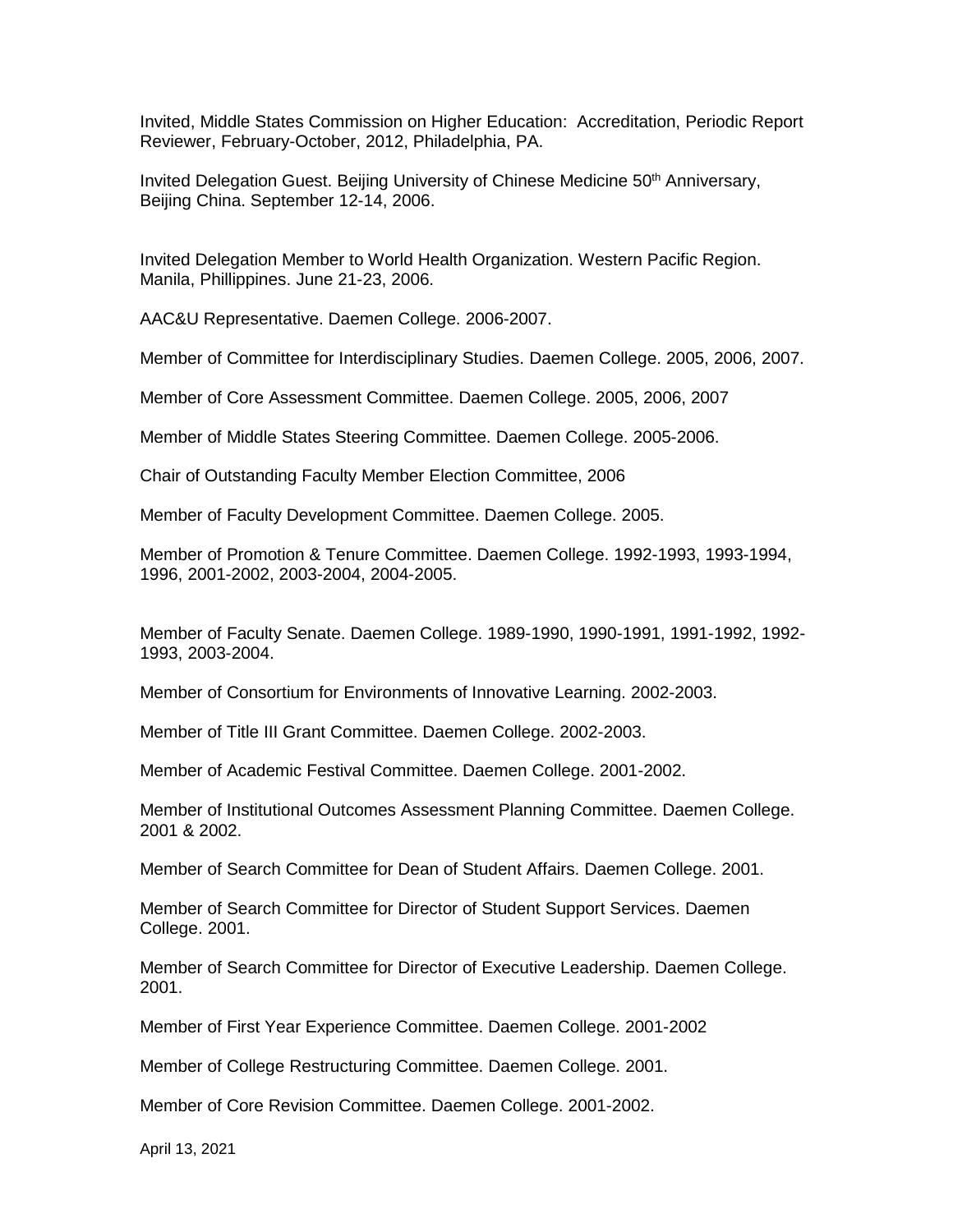Invited, Middle States Commission on Higher Education: Accreditation, Periodic Report Reviewer, February-October, 2012, Philadelphia, PA.

Invited Delegation Guest. Beijing University of Chinese Medicine 50th Anniversary, Beijing China. September 12-14, 2006.

Invited Delegation Member to World Health Organization. Western Pacific Region. Manila, Phillippines. June 21-23, 2006.

AAC&U Representative. Daemen College. 2006-2007.

Member of Committee for Interdisciplinary Studies. Daemen College. 2005, 2006, 2007.

Member of Core Assessment Committee. Daemen College. 2005, 2006, 2007

Member of Middle States Steering Committee. Daemen College. 2005-2006.

Chair of Outstanding Faculty Member Election Committee, 2006

Member of Faculty Development Committee. Daemen College. 2005.

Member of Promotion & Tenure Committee. Daemen College. 1992-1993, 1993-1994, 1996, 2001-2002, 2003-2004, 2004-2005.

Member of Faculty Senate. Daemen College. 1989-1990, 1990-1991, 1991-1992, 1992-1993, 2003-2004.

Member of Consortium for Environments of Innovative Learning. 2002-2003.

Member of Title III Grant Committee. Daemen College. 2002-2003.

Member of Academic Festival Committee. Daemen College. 2001-2002.

Member of Institutional Outcomes Assessment Planning Committee. Daemen College. 2001 & 2002.

Member of Search Committee for Dean of Student Affairs. Daemen College. 2001.

Member of Search Committee for Director of Student Support Services. Daemen College. 2001.

Member of Search Committee for Director of Executive Leadership. Daemen College. 2001.

Member of First Year Experience Committee. Daemen College. 2001-2002

Member of College Restructuring Committee. Daemen College. 2001.

Member of Core Revision Committee. Daemen College. 2001-2002.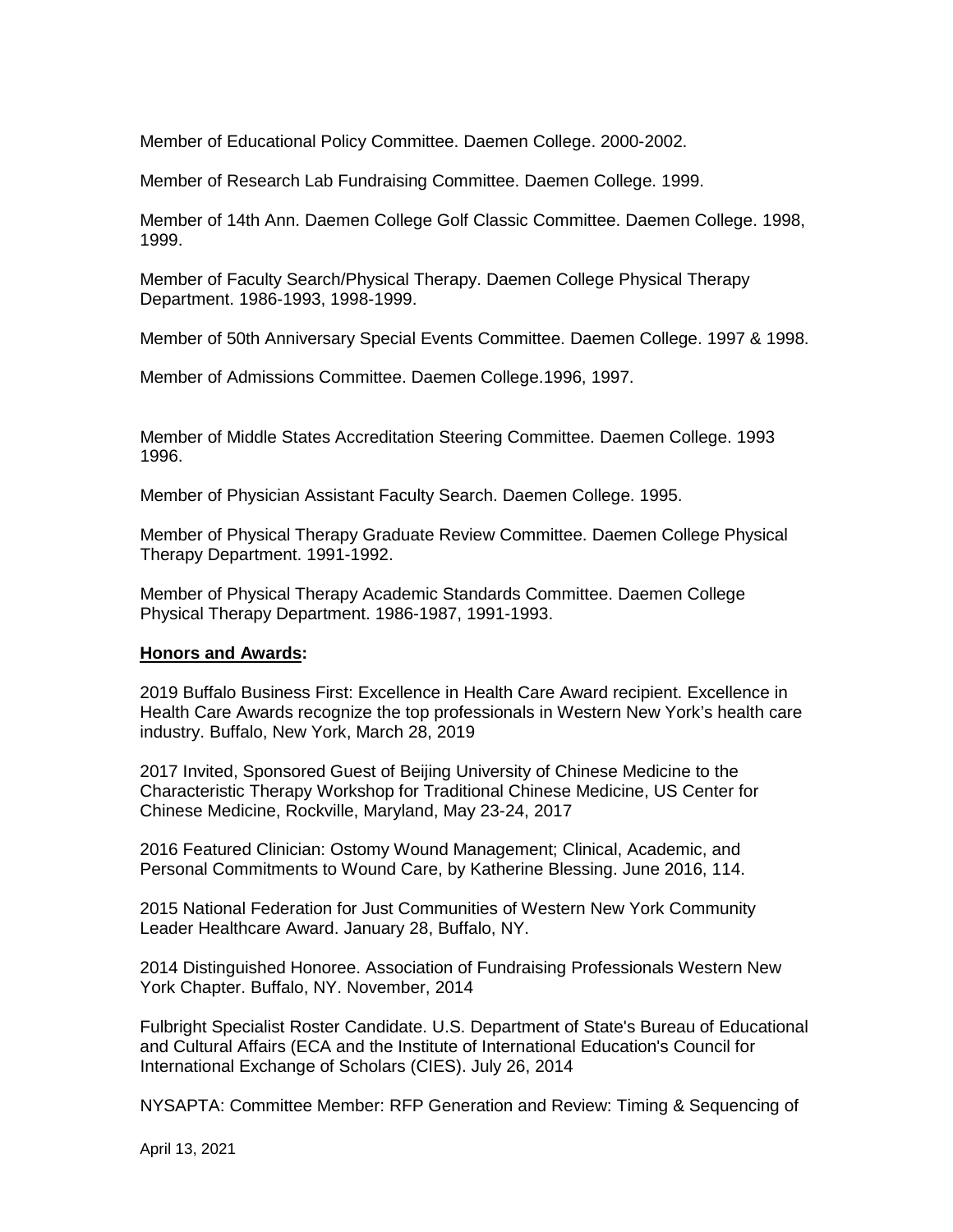Member of Educational Policy Committee. Daemen College. 2000-2002.

Member of Research Lab Fundraising Committee. Daemen College. 1999.

Member of 14th Ann. Daemen College Golf Classic Committee. Daemen College. 1998, 1999.

Member of Faculty Search/Physical Therapy. Daemen College Physical Therapy Department. 1986-1993, 1998-1999.

Member of 50th Anniversary Special Events Committee. Daemen College. 1997 & 1998.

Member of Admissions Committee. Daemen College.1996, 1997.

Member of Middle States Accreditation Steering Committee. Daemen College. 1993 1996.

Member of Physician Assistant Faculty Search. Daemen College. 1995.

Member of Physical Therapy Graduate Review Committee. Daemen College Physical Therapy Department. 1991-1992.

Member of Physical Therapy Academic Standards Committee. Daemen College Physical Therapy Department. 1986-1987, 1991-1993.

**Honors and Awards:**

2019 Buffalo Business First: Excellence in Health Care Award recipient. Excellence in Health Care Awards recognize the top professionals in Western New York's health care industry. Buffalo, New York, March 28, 2019

2017 Invited, Sponsored Guest of Beijing University of Chinese Medicine to the Characteristic Therapy Workshop for Traditional Chinese Medicine, US Center for Chinese Medicine, Rockville, Maryland, May 23-24, 2017

2016 Featured Clinician: Ostomy Wound Management; Clinical, Academic, and Personal Commitments to Wound Care, by Katherine Blessing. June 2016, 114.

2015 National Federation for Just Communities of Western New York Community Leader Healthcare Award. January 28, Buffalo, NY.

2014 Distinguished Honoree. Association of Fundraising Professionals Western New York Chapter. Buffalo, NY. November, 2014

Fulbright Specialist Roster Candidate. U.S. Department of State's Bureau of Educational and Cultural Affairs (ECA and the Institute of International Education's Council for International Exchange of Scholars (CIES). July 26, 2014

NYSAPTA: Committee Member: RFP Generation and Review: Timing & Sequencing of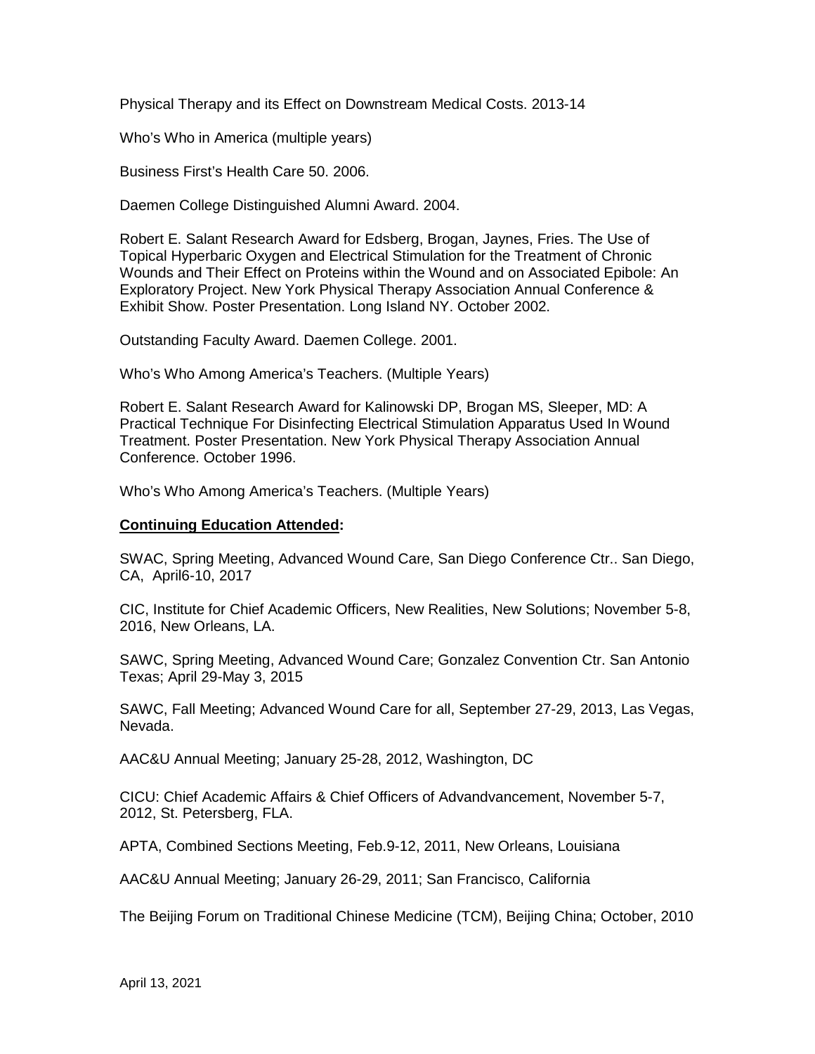Physical Therapy and its Effect on Downstream Medical Costs. 2013-14

Who's Who in America (multiple years)

Business First's Health Care 50. 2006.

Daemen College Distinguished Alumni Award. 2004.

Robert E. Salant Research Award for Edsberg, Brogan, Jaynes, Fries. The Use of Topical Hyperbaric Oxygen and Electrical Stimulation for the Treatment of Chronic Wounds and Their Effect on Proteins within the Wound and on Associated Epibole: An Exploratory Project. New York Physical Therapy Association Annual Conference & Exhibit Show. Poster Presentation. Long Island NY. October 2002.

Outstanding Faculty Award. Daemen College. 2001.

Who's Who Among America's Teachers. (Multiple Years)

Robert E. Salant Research Award for Kalinowski DP, Brogan MS, Sleeper, MD: A Practical Technique For Disinfecting Electrical Stimulation Apparatus Used In Wound Treatment. Poster Presentation. New York Physical Therapy Association Annual Conference. October 1996.

Who's Who Among America's Teachers. (Multiple Years)

**Continuing Education Attended:**

SWAC, Spring Meeting, Advanced Wound Care, San Diego Conference Ctr.. San Diego, CA, April6-10, 2017

CIC, Institute for Chief Academic Officers, New Realities, New Solutions; November 5-8, 2016, New Orleans, LA.

SAWC, Spring Meeting, Advanced Wound Care; Gonzalez Convention Ctr. San Antonio Texas; April 29-May 3, 2015

SAWC, Fall Meeting; Advanced Wound Care for all, September 27-29, 2013, Las Vegas, Nevada.

AAC&U Annual Meeting; January 25-28, 2012, Washington, DC

CICU: Chief Academic Affairs & Chief Officers of Advandvancement, November 5-7, 2012, St. Petersberg, FLA.

APTA, Combined Sections Meeting, Feb.9-12, 2011, New Orleans, Louisiana

AAC&U Annual Meeting; January 26-29, 2011; San Francisco, California

The Beijing Forum on Traditional Chinese Medicine (TCM), Beijing China; October, 2010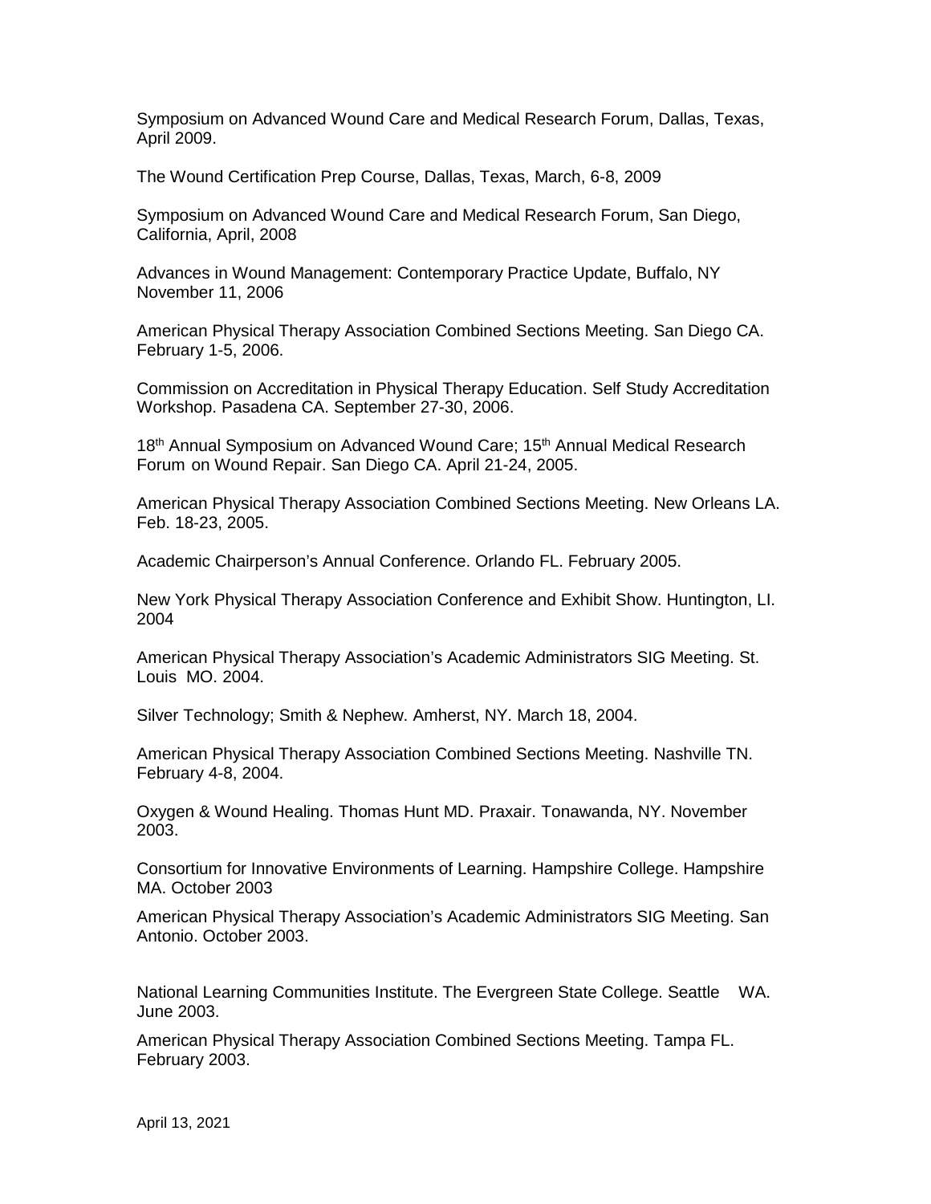Symposium on Advanced Wound Care and Medical Research Forum, Dallas, Texas, April 2009.

The Wound Certification Prep Course, Dallas, Texas, March, 6-8, 2009

Symposium on Advanced Wound Care and Medical Research Forum, San Diego, California, April, 2008

Advances in Wound Management: Contemporary Practice Update, Buffalo, NY November 11, 2006

American Physical Therapy Association Combined Sections Meeting. San Diego CA. February 1-5, 2006.

Commission on Accreditation in Physical Therapy Education. Self Study Accreditation Workshop. Pasadena CA. September 27-30, 2006.

18th Annual Symposium on Advanced Wound Care; 15th Annual Medical Research Forum on Wound Repair. San Diego CA. April 21-24, 2005.

American Physical Therapy Association Combined Sections Meeting. New Orleans LA. Feb. 18-23, 2005.

Academic Chairperson's Annual Conference. Orlando FL. February 2005.

New York Physical Therapy Association Conference and Exhibit Show. Huntington, LI. 2004

American Physical Therapy Association's Academic Administrators SIG Meeting. St. Louis MO. 2004.

Silver Technology; Smith & Nephew. Amherst, NY. March 18, 2004.

American Physical Therapy Association Combined Sections Meeting. Nashville TN. February 4-8, 2004.

Oxygen & Wound Healing. Thomas Hunt MD. Praxair. Tonawanda, NY. November 2003.

Consortium for Innovative Environments of Learning. Hampshire College. Hampshire MA. October 2003

American Physical Therapy Association's Academic Administrators SIG Meeting. San Antonio. October 2003.

National Learning Communities Institute. The Evergreen State College. Seattle WA. June 2003.

American Physical Therapy Association Combined Sections Meeting. Tampa FL. February 2003.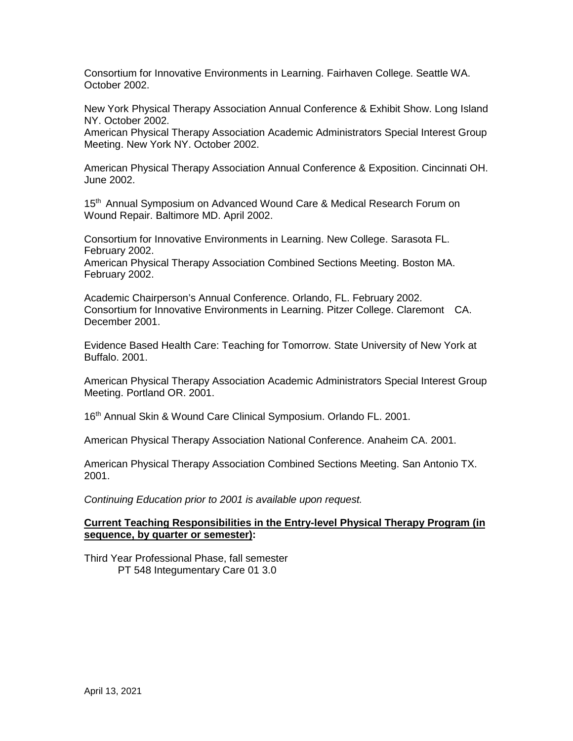Consortium for Innovative Environments in Learning. Fairhaven College. Seattle WA. October 2002.

New York Physical Therapy Association Annual Conference & Exhibit Show. Long Island NY. October 2002.
American Physical Therapy Association Academic Administrators Special Interest Group Meeting. New York NY. October 2002.

American Physical Therapy Association Annual Conference & Exposition. Cincinnati OH. June 2002.

15th Annual Symposium on Advanced Wound Care & Medical Research Forum on Wound Repair. Baltimore MD. April 2002.

Consortium for Innovative Environments in Learning. New College. Sarasota FL. February 2002.
American Physical Therapy Association Combined Sections Meeting. Boston MA. February 2002.

Academic Chairperson's Annual Conference. Orlando, FL. February 2002.
Consortium for Innovative Environments in Learning. Pitzer College. Claremont CA. December 2001.

Evidence Based Health Care: Teaching for Tomorrow. State University of New York at Buffalo. 2001.

American Physical Therapy Association Academic Administrators Special Interest Group Meeting. Portland OR. 2001.

16th Annual Skin & Wound Care Clinical Symposium. Orlando FL. 2001.

American Physical Therapy Association National Conference. Anaheim CA. 2001.

American Physical Therapy Association Combined Sections Meeting. San Antonio TX. 2001.

*Continuing Education prior to 2001 is available upon request.*

**Current Teaching Responsibilities in the Entry-level Physical Therapy Program (in sequence, by quarter or semester):**

Third Year Professional Phase, fall semester
  PT 548 Integumentary Care 01 3.0